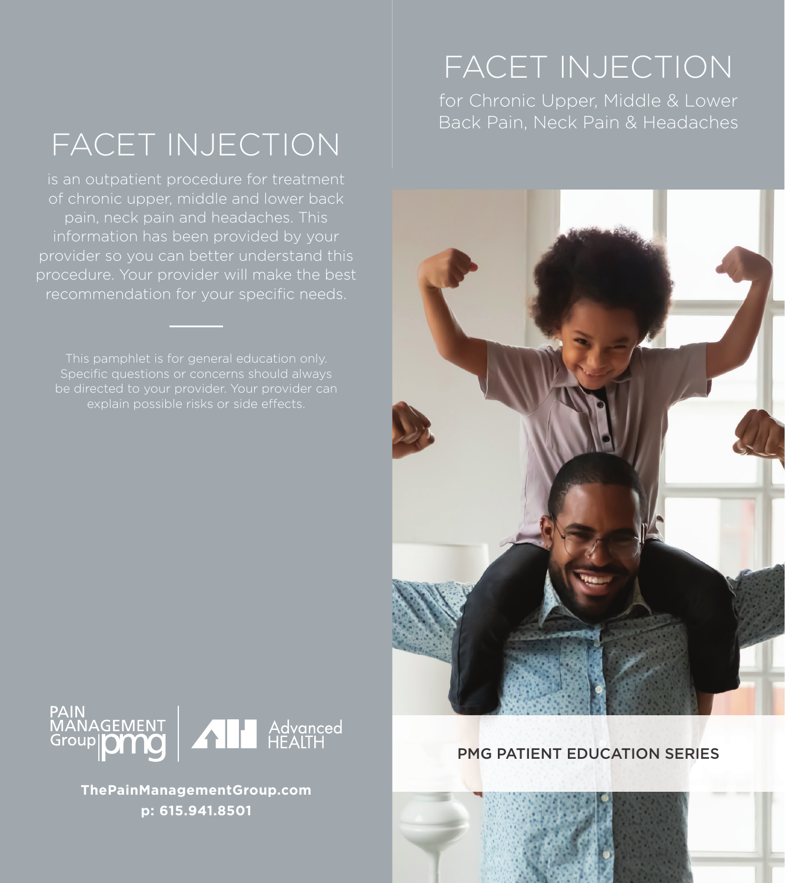# FACET INJECTION

is an outpatient procedure for treatment of chronic upper, middle and lower back pain, neck pain and headaches. This information has been provided by your provider so you can better understand this procedure. Your provider will make the best recommendation for your specific needs.

This pamphlet is for general education only. Specific questions or concerns should always be directed to your provider. Your provider can explain possible risks or side effects.

PAIN MANAGEMENT Group pmg | Advanced HEALTH

**ThePainManagementGroup.com**
**p: 615.941.8501**

# FACET INJECTION

for Chronic Upper, Middle & Lower Back Pain, Neck Pain & Headaches

PMG PATIENT EDUCATION SERIES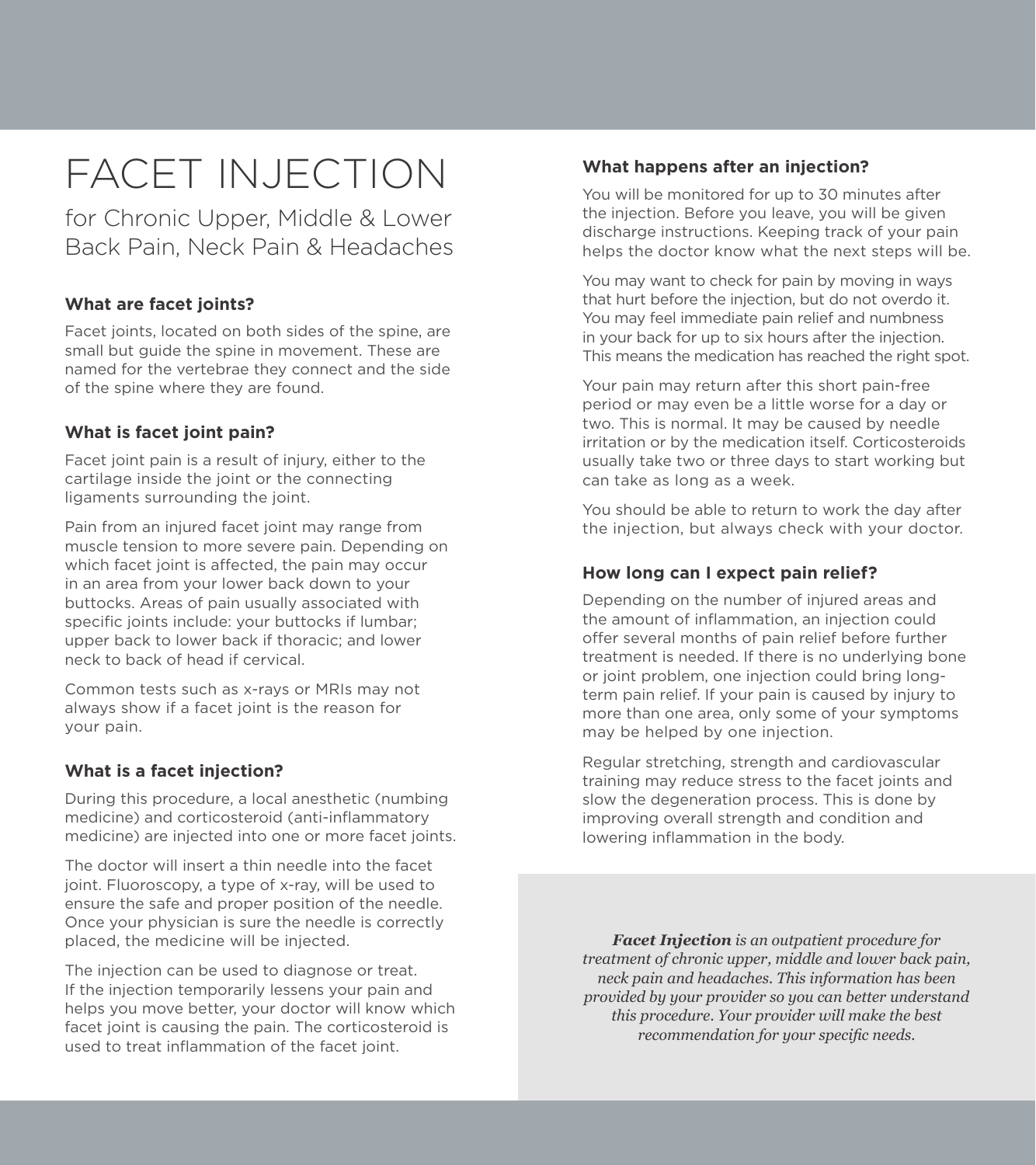# FACET INJECTION

for Chronic Upper, Middle & Lower Back Pain, Neck Pain & Headaches

### What are facet joints?

Facet joints, located on both sides of the spine, are small but guide the spine in movement. These are named for the vertebrae they connect and the side of the spine where they are found.

### What is facet joint pain?

Facet joint pain is a result of injury, either to the cartilage inside the joint or the connecting ligaments surrounding the joint.

Pain from an injured facet joint may range from muscle tension to more severe pain. Depending on which facet joint is affected, the pain may occur in an area from your lower back down to your buttocks. Areas of pain usually associated with specific joints include: your buttocks if lumbar; upper back to lower back if thoracic; and lower neck to back of head if cervical.

Common tests such as x-rays or MRIs may not always show if a facet joint is the reason for your pain.

### What is a facet injection?

During this procedure, a local anesthetic (numbing medicine) and corticosteroid (anti-inflammatory medicine) are injected into one or more facet joints.

The doctor will insert a thin needle into the facet joint. Fluoroscopy, a type of x-ray, will be used to ensure the safe and proper position of the needle. Once your physician is sure the needle is correctly placed, the medicine will be injected.

The injection can be used to diagnose or treat. If the injection temporarily lessens your pain and helps you move better, your doctor will know which facet joint is causing the pain. The corticosteroid is used to treat inflammation of the facet joint.

### What happens after an injection?

You will be monitored for up to 30 minutes after the injection. Before you leave, you will be given discharge instructions. Keeping track of your pain helps the doctor know what the next steps will be.

You may want to check for pain by moving in ways that hurt before the injection, but do not overdo it. You may feel immediate pain relief and numbness in your back for up to six hours after the injection. This means the medication has reached the right spot.

Your pain may return after this short pain-free period or may even be a little worse for a day or two. This is normal. It may be caused by needle irritation or by the medication itself. Corticosteroids usually take two or three days to start working but can take as long as a week.

You should be able to return to work the day after the injection, but always check with your doctor.

### How long can I expect pain relief?

Depending on the number of injured areas and the amount of inflammation, an injection could offer several months of pain relief before further treatment is needed. If there is no underlying bone or joint problem, one injection could bring long-term pain relief. If your pain is caused by injury to more than one area, only some of your symptoms may be helped by one injection.

Regular stretching, strength and cardiovascular training may reduce stress to the facet joints and slow the degeneration process. This is done by improving overall strength and condition and lowering inflammation in the body.

***Facet Injection*** *is an outpatient procedure for treatment of chronic upper, middle and lower back pain, neck pain and headaches. This information has been provided by your provider so you can better understand this procedure. Your provider will make the best recommendation for your specific needs.*